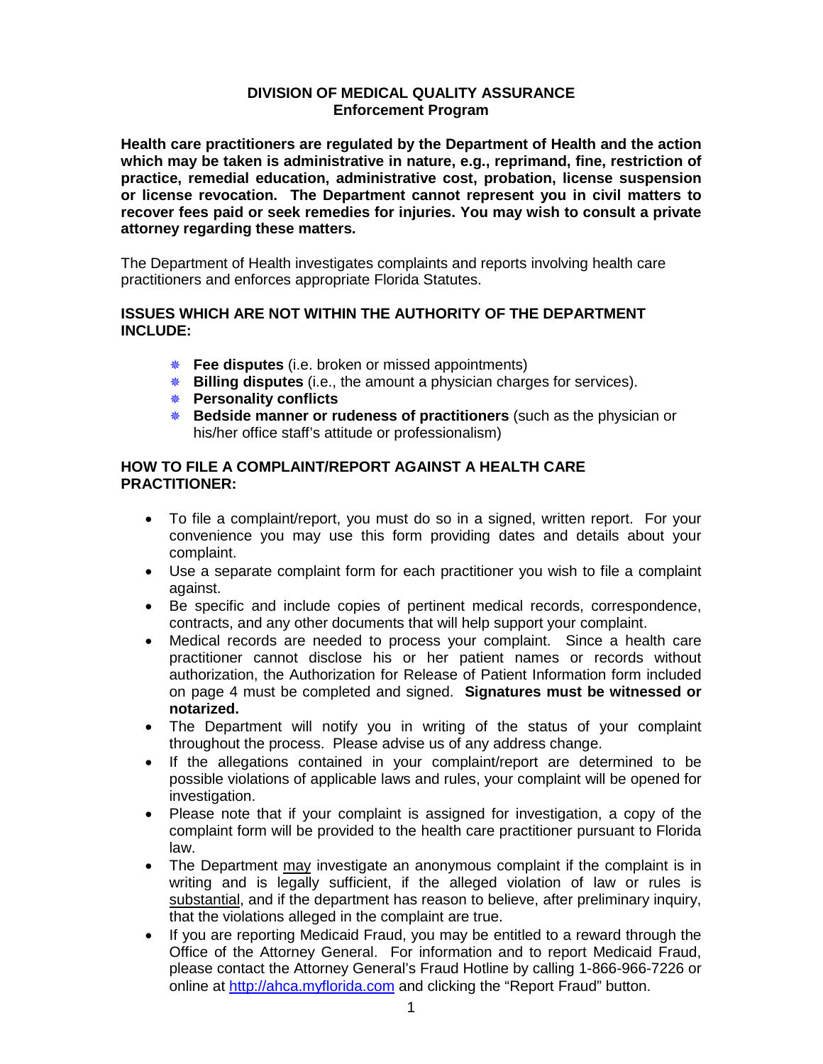# DIVISION OF MEDICAL QUALITY ASSURANCE
## Enforcement Program

**Health care practitioners are regulated by the Department of Health and the action which may be taken is administrative in nature, e.g., reprimand, fine, restriction of practice, remedial education, administrative cost, probation, license suspension or license revocation. The Department cannot represent you in civil matters to recover fees paid or seek remedies for injuries. You may wish to consult a private attorney regarding these matters.**

The Department of Health investigates complaints and reports involving health care practitioners and enforces appropriate Florida Statutes.

### ISSUES WHICH ARE NOT WITHIN THE AUTHORITY OF THE DEPARTMENT INCLUDE:

- **Fee disputes** (i.e. broken or missed appointments)
- **Billing disputes** (i.e., the amount a physician charges for services).
- **Personality conflicts**
- **Bedside manner or rudeness of practitioners** (such as the physician or his/her office staff's attitude or professionalism)

### HOW TO FILE A COMPLAINT/REPORT AGAINST A HEALTH CARE PRACTITIONER:

- To file a complaint/report, you must do so in a signed, written report. For your convenience you may use this form providing dates and details about your complaint.
- Use a separate complaint form for each practitioner you wish to file a complaint against.
- Be specific and include copies of pertinent medical records, correspondence, contracts, and any other documents that will help support your complaint.
- Medical records are needed to process your complaint. Since a health care practitioner cannot disclose his or her patient names or records without authorization, the Authorization for Release of Patient Information form included on page 4 must be completed and signed. **Signatures must be witnessed or notarized.**
- The Department will notify you in writing of the status of your complaint throughout the process. Please advise us of any address change.
- If the allegations contained in your complaint/report are determined to be possible violations of applicable laws and rules, your complaint will be opened for investigation.
- Please note that if your complaint is assigned for investigation, a copy of the complaint form will be provided to the health care practitioner pursuant to Florida law.
- The Department may investigate an anonymous complaint if the complaint is in writing and is legally sufficient, if the alleged violation of law or rules is substantial, and if the department has reason to believe, after preliminary inquiry, that the violations alleged in the complaint are true.
- If you are reporting Medicaid Fraud, you may be entitled to a reward through the Office of the Attorney General. For information and to report Medicaid Fraud, please contact the Attorney General's Fraud Hotline by calling 1-866-966-7226 or online at [http://ahca.myflorida.com](http://ahca.myflorida.com) and clicking the "Report Fraud" button.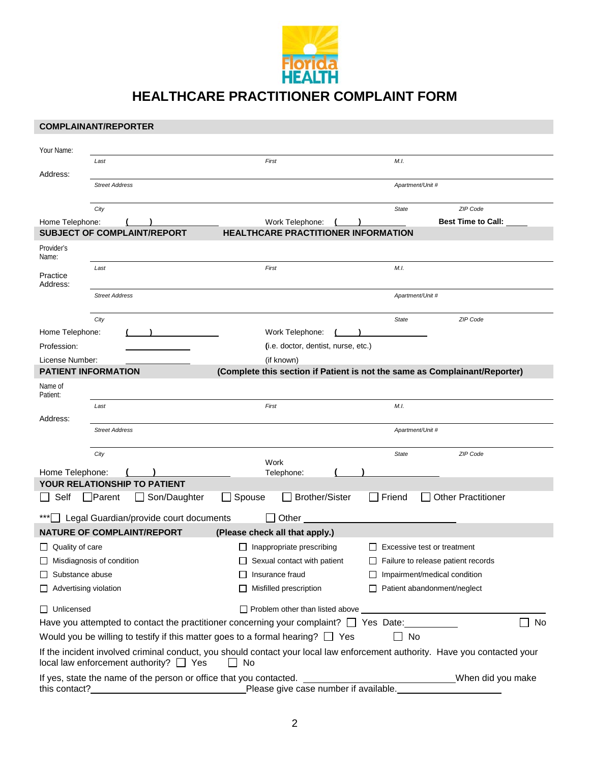Florida HEALTH

# HEALTHCARE PRACTITIONER COMPLAINT FORM

## COMPLAINANT/REPORTER

Your Name: ______________________________________________
*Last* *First* *M.I.*

Address: ______________________________________________
*Street Address* *Apartment/Unit #*

______________________________________________
*City* *State* *ZIP Code*

Home Telephone: ( ) __________ Work Telephone: ( ) __________ **Best Time to Call:** _____

## SUBJECT OF COMPLAINT/REPORT HEALTHCARE PRACTITIONER INFORMATION

Provider's Name: ______________________________________________
*Last* *First* *M.I.*

Practice Address: ______________________________________________
*Street Address* *Apartment/Unit #*

______________________________________________
*City* *State* *ZIP Code*

Home Telephone: ( ) __________ Work Telephone: ( ) __________

Profession: __________ (i.e. doctor, dentist, nurse, etc.)

License Number: __________ (if known)

## PATIENT INFORMATION (Complete this section if Patient is not the same as Complainant/Reporter)

Name of Patient: ______________________________________________
*Last* *First* *M.I.*

Address: ______________________________________________
*Street Address* *Apartment/Unit #*

______________________________________________
*City* *State* *ZIP Code*

Home Telephone: ( ) __________ Work Telephone: ( ) __________

## YOUR RELATIONSHIP TO PATIENT

☐ Self ☐ Parent ☐ Son/Daughter ☐ Spouse ☐ Brother/Sister ☐ Friend ☐ Other Practitioner

***☐ Legal Guardian/provide court documents ☐ Other __________

## NATURE OF COMPLAINT/REPORT (Please check all that apply.)

| | | |
|---|---|---|
| ☐ Quality of care | ☐ Inappropriate prescribing | ☐ Excessive test or treatment |
| ☐ Misdiagnosis of condition | ☐ Sexual contact with patient | ☐ Failure to release patient records |
| ☐ Substance abuse | ☐ Insurance fraud | ☐ Impairment/medical condition |
| ☐ Advertising violation | ☐ Misfilled prescription | ☐ Patient abandonment/neglect |
| ☐ Unlicensed | ☐ Problem other than listed above __________ | |

Have you attempted to contact the practitioner concerning your complaint? ☐ Yes Date: __________ ☐ No

Would you be willing to testify if this matter goes to a formal hearing? ☐ Yes ☐ No

If the incident involved criminal conduct, you should contact your local law enforcement authority. Have you contacted your local law enforcement authority? ☐ Yes ☐ No

If yes, state the name of the person or office that you contacted. __________ When did you make this contact? __________ Please give case number if available. __________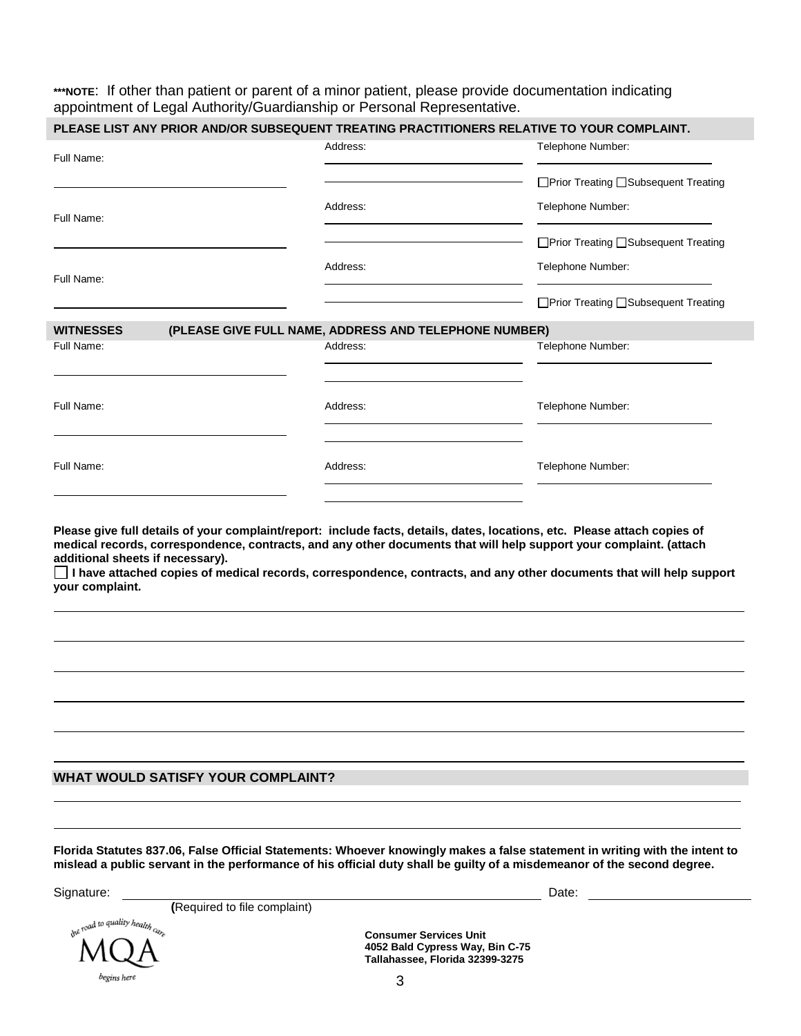*****NOTE**: If other than patient or parent of a minor patient, please provide documentation indicating appointment of Legal Authority/Guardianship or Personal Representative.

## PLEASE LIST ANY PRIOR AND/OR SUBSEQUENT TREATING PRACTITIONERS RELATIVE TO YOUR COMPLAINT.

| Full Name: | Address: | Telephone Number: |
|---|---|---|
| ______________________ | ______________________ ______________________ | ______________________ ☐Prior Treating ☐Subsequent Treating |
| ______________________ | ______________________ ______________________ | ______________________ ☐Prior Treating ☐Subsequent Treating |
| ______________________ | ______________________ ______________________ | ______________________ ☐Prior Treating ☐Subsequent Treating |

## WITNESSES (PLEASE GIVE FULL NAME, ADDRESS AND TELEPHONE NUMBER)

| Full Name: | Address: | Telephone Number: |
|---|---|---|
| ______________________ | ______________________ ______________________ | ______________________ |
| ______________________ | ______________________ ______________________ | ______________________ |
| ______________________ | ______________________ ______________________ | ______________________ |

**Please give full details of your complaint/report: include facts, details, dates, locations, etc. Please attach copies of medical records, correspondence, contracts, and any other documents that will help support your complaint. (attach additional sheets if necessary).**

☐ **I have attached copies of medical records, correspondence, contracts, and any other documents that will help support your complaint.**

________________________________________________________________________________

________________________________________________________________________________

________________________________________________________________________________

________________________________________________________________________________

________________________________________________________________________________

________________________________________________________________________________

## WHAT WOULD SATISFY YOUR COMPLAINT?

________________________________________________________________________________

________________________________________________________________________________

**Florida Statutes 837.06, False Official Statements: Whoever knowingly makes a false statement in writing with the intent to mislead a public servant in the performance of his official duty shall be guilty of a misdemeanor of the second degree.**

Signature: ______________________________________________ Date: ____________________

(Required to file complaint)

the road to quality health care MQA begins here

**Consumer Services Unit**
**4052 Bald Cypress Way, Bin C-75**
**Tallahassee, Florida 32399-3275**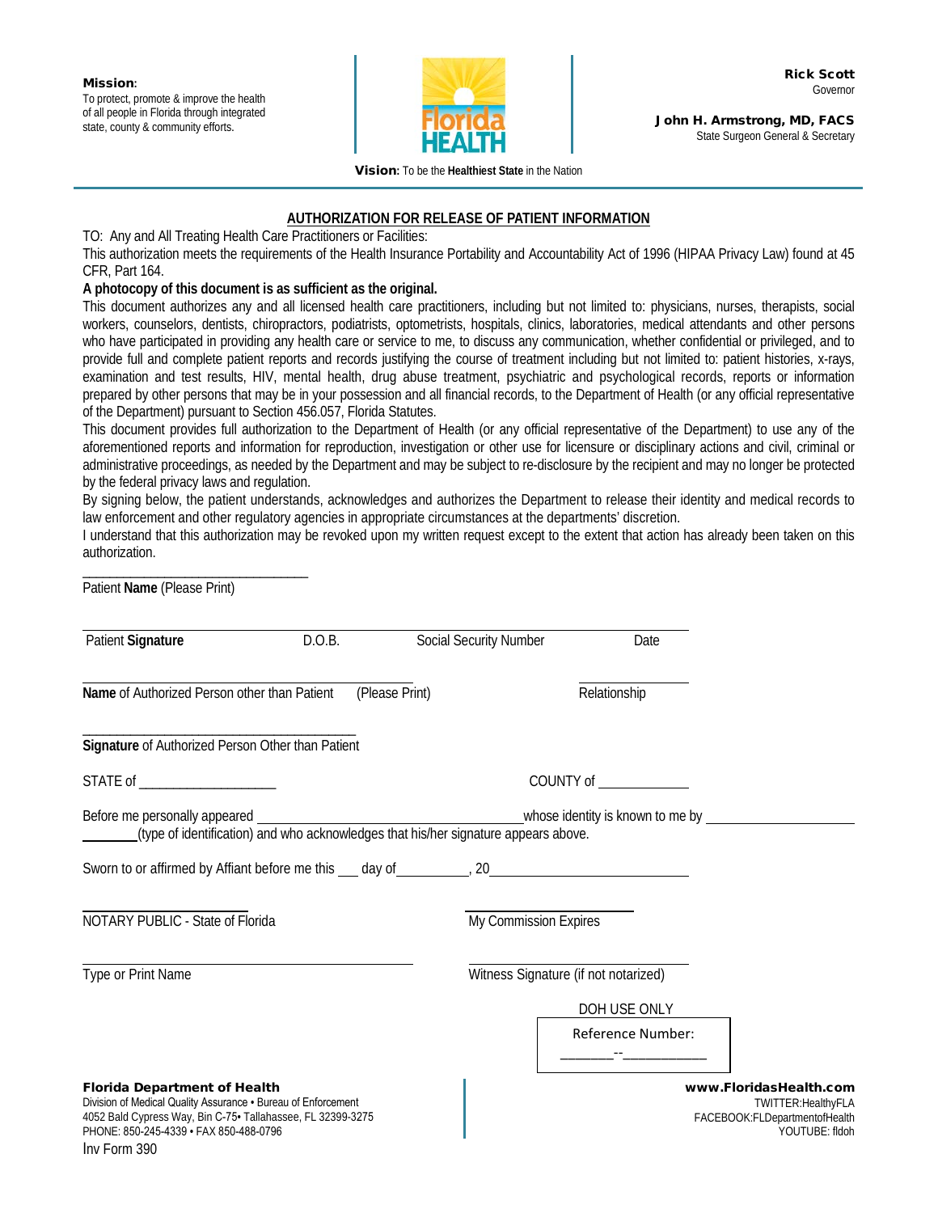**Mission**:
To protect, promote & improve the health of all people in Florida through integrated state, county & community efforts.

Florida HEALTH

**Rick Scott**
Governor

**John H. Armstrong, MD, FACS**
State Surgeon General & Secretary

**Vision**: To be the **Healthiest State** in the Nation

## AUTHORIZATION FOR RELEASE OF PATIENT INFORMATION

TO: Any and All Treating Health Care Practitioners or Facilities:

This authorization meets the requirements of the Health Insurance Portability and Accountability Act of 1996 (HIPAA Privacy Law) found at 45 CFR, Part 164.

**A photocopy of this document is as sufficient as the original.**

This document authorizes any and all licensed health care practitioners, including but not limited to: physicians, nurses, therapists, social workers, counselors, dentists, chiropractors, podiatrists, optometrists, hospitals, clinics, laboratories, medical attendants and other persons who have participated in providing any health care or service to me, to discuss any communication, whether confidential or privileged, and to provide full and complete patient reports and records justifying the course of treatment including but not limited to: patient histories, x-rays, examination and test results, HIV, mental health, drug abuse treatment, psychiatric and psychological records, reports or information prepared by other persons that may be in your possession and all financial records, to the Department of Health (or any official representative of the Department) pursuant to Section 456.057, Florida Statutes.

This document provides full authorization to the Department of Health (or any official representative of the Department) to use any of the aforementioned reports and information for reproduction, investigation or other use for licensure or disciplinary actions and civil, criminal or administrative proceedings, as needed by the Department and may be subject to re-disclosure by the recipient and may no longer be protected by the federal privacy laws and regulation.

By signing below, the patient understands, acknowledges and authorizes the Department to release their identity and medical records to law enforcement and other regulatory agencies in appropriate circumstances at the departments' discretion.

I understand that this authorization may be revoked upon my written request except to the extent that action has already been taken on this authorization.

________________________________
Patient **Name** (Please Print)

________________________________________________________________
Patient **Signature** D.O.B. Social Security Number Date

________________________________ ______________
**Name** of Authorized Person other than Patient (Please Print) Relationship

________________________________
**Signature** of Authorized Person Other than Patient

STATE of ___________________ COUNTY of ____________

Before me personally appeared ________________________ whose identity is known to me by ________________ ________(type of identification) and who acknowledges that his/her signature appears above.

Sworn to or affirmed by Affiant before me this ___ day of__________, 20__________________________

____________________ ____________________
NOTARY PUBLIC - State of Florida My Commission Expires

____________________ ____________________
Type or Print Name Witness Signature (if not notarized)

DOH USE ONLY
Reference Number:
_______--___________

**Florida Department of Health**
Division of Medical Quality Assurance • Bureau of Enforcement
4052 Bald Cypress Way, Bin C-75• Tallahassee, FL 32399-3275
PHONE: 850-245-4339 • FAX 850-488-0796

**www.FloridasHealth.com**
TWITTER:HealthyFLA
FACEBOOK:FLDepartmentofHealth
YOUTUBE: fldoh

Inv Form 390